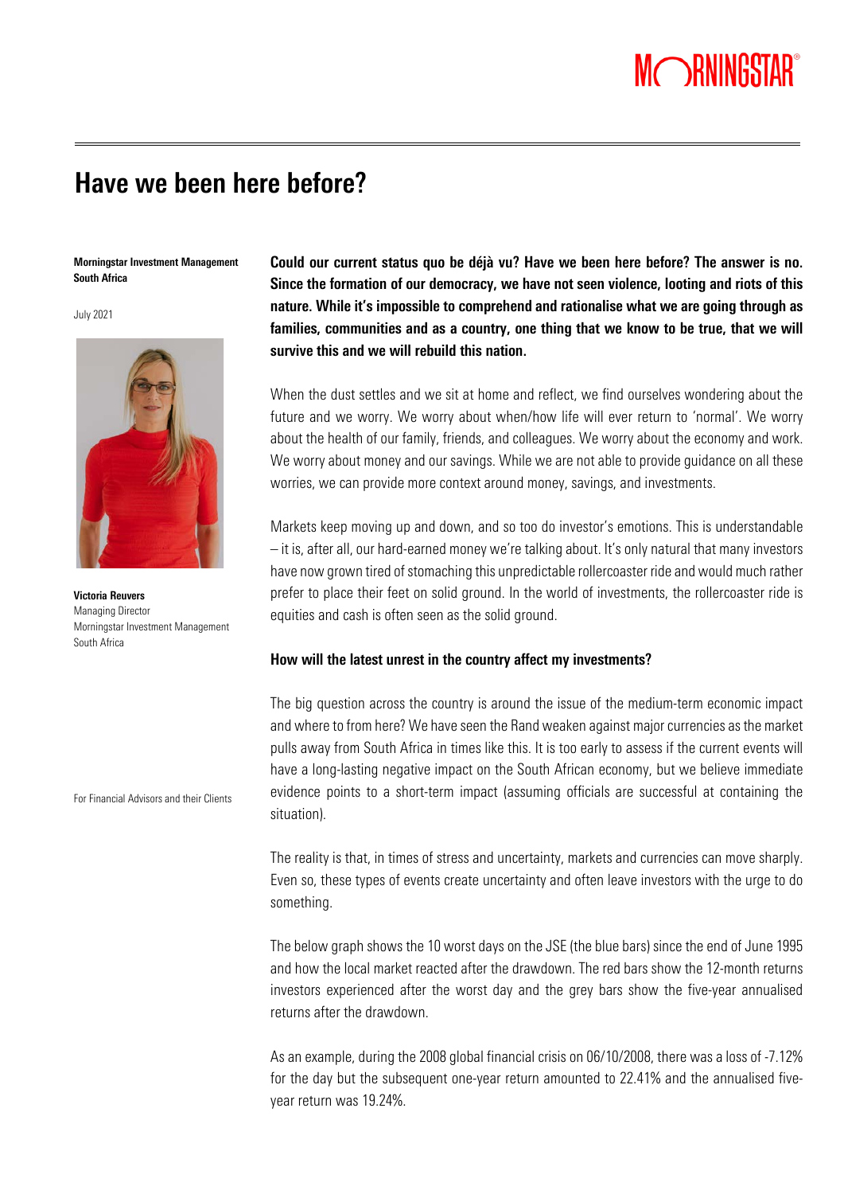# Have we been here before?

**Morningstar Investment Management South Africa**

July 2021

**Victoria Reuvers**
Managing Director
Morningstar Investment Management
South Africa

For Financial Advisors and their Clients

**Could our current status quo be déjà vu? Have we been here before? The answer is no. Since the formation of our democracy, we have not seen violence, looting and riots of this nature. While it's impossible to comprehend and rationalise what we are going through as families, communities and as a country, one thing that we know to be true, that we will survive this and we will rebuild this nation.**

When the dust settles and we sit at home and reflect, we find ourselves wondering about the future and we worry. We worry about when/how life will ever return to 'normal'. We worry about the health of our family, friends, and colleagues. We worry about the economy and work. We worry about money and our savings. While we are not able to provide guidance on all these worries, we can provide more context around money, savings, and investments.

Markets keep moving up and down, and so too do investor's emotions. This is understandable – it is, after all, our hard-earned money we're talking about. It's only natural that many investors have now grown tired of stomaching this unpredictable rollercoaster ride and would much rather prefer to place their feet on solid ground. In the world of investments, the rollercoaster ride is equities and cash is often seen as the solid ground.

### How will the latest unrest in the country affect my investments?

The big question across the country is around the issue of the medium-term economic impact and where to from here? We have seen the Rand weaken against major currencies as the market pulls away from South Africa in times like this. It is too early to assess if the current events will have a long-lasting negative impact on the South African economy, but we believe immediate evidence points to a short-term impact (assuming officials are successful at containing the situation).

The reality is that, in times of stress and uncertainty, markets and currencies can move sharply. Even so, these types of events create uncertainty and often leave investors with the urge to do something.

The below graph shows the 10 worst days on the JSE (the blue bars) since the end of June 1995 and how the local market reacted after the drawdown. The red bars show the 12-month returns investors experienced after the worst day and the grey bars show the five-year annualised returns after the drawdown.

As an example, during the 2008 global financial crisis on 06/10/2008, there was a loss of -7.12% for the day but the subsequent one-year return amounted to 22.41% and the annualised five-year return was 19.24%.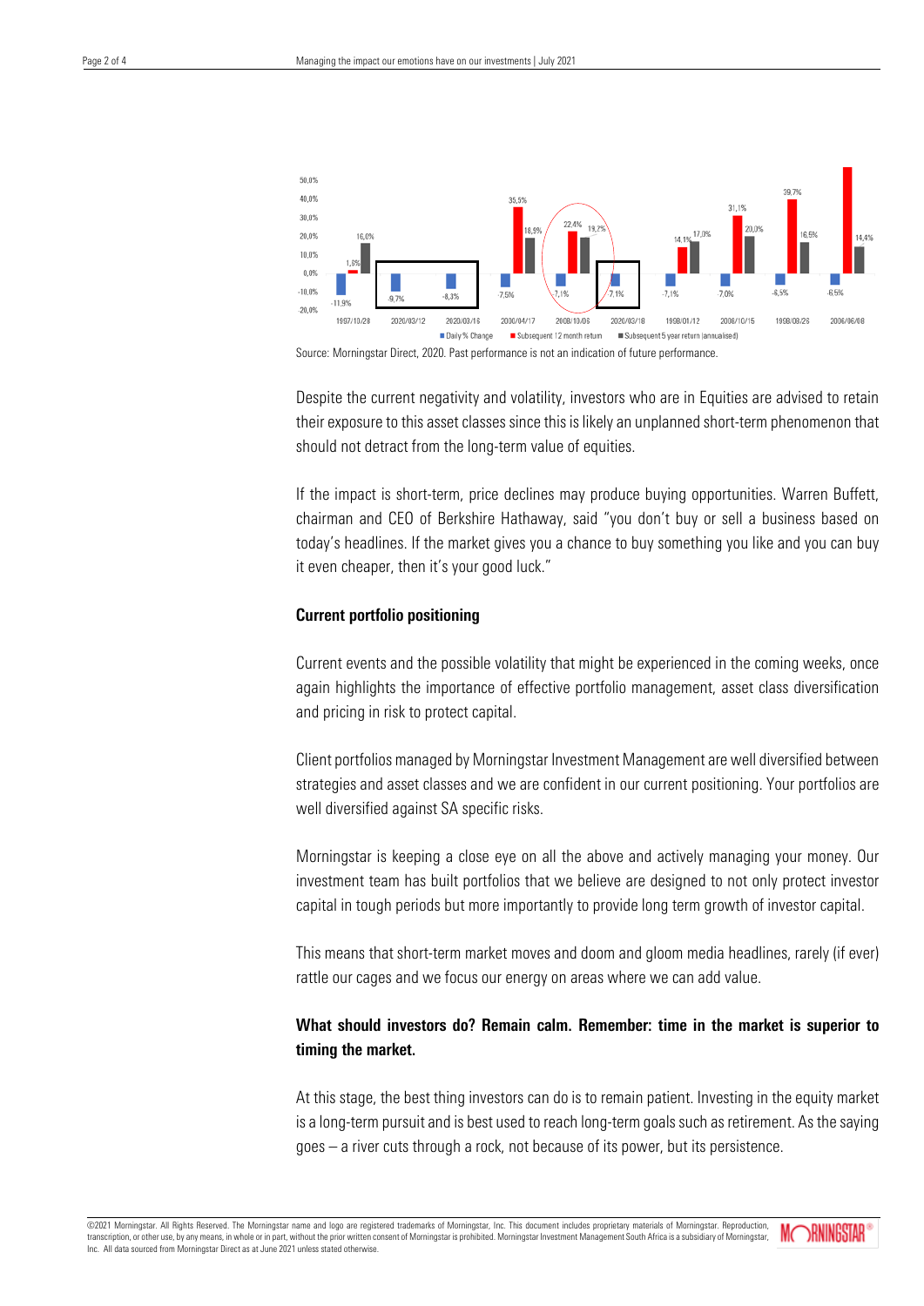| Date | Daily % Change | Subsequent 12 month return | Subsequent 5 year return (annualised) |
|---|---|---|---|
| 1997/10/28 | -11,9% | 1,6% | 16,0% |
| 2020/03/12 | -9,7% | | |
| 2020/03/16 | -8,3% | | |
| 2000/04/17 | -7,5% | 35,5% | 18,9% |
| 2008/10/06 | -7,1% | 22,4% | 19,2% |
| 2020/03/18 | -7,1% | | |
| 1998/01/12 | -7,1% | 14,1% | 17,0% |
| 2006/10/15 | -7,0% | 31,1% | 20,0% |
| 1998/08/26 | -6,5% | 39,7% | 16,5% |
| 2006/06/08 | -6,5% | | 14,4% |

Source: Morningstar Direct, 2020. Past performance is not an indication of future performance.

Despite the current negativity and volatility, investors who are in Equities are advised to retain their exposure to this asset classes since this is likely an unplanned short-term phenomenon that should not detract from the long-term value of equities.

If the impact is short-term, price declines may produce buying opportunities. Warren Buffett, chairman and CEO of Berkshire Hathaway, said "you don't buy or sell a business based on today's headlines. If the market gives you a chance to buy something you like and you can buy it even cheaper, then it's your good luck."

**Current portfolio positioning**

Current events and the possible volatility that might be experienced in the coming weeks, once again highlights the importance of effective portfolio management, asset class diversification and pricing in risk to protect capital.

Client portfolios managed by Morningstar Investment Management are well diversified between strategies and asset classes and we are confident in our current positioning. Your portfolios are well diversified against SA specific risks.

Morningstar is keeping a close eye on all the above and actively managing your money. Our investment team has built portfolios that we believe are designed to not only protect investor capital in tough periods but more importantly to provide long term growth of investor capital.

This means that short-term market moves and doom and gloom media headlines, rarely (if ever) rattle our cages and we focus our energy on areas where we can add value.

**What should investors do? Remain calm. Remember: time in the market is superior to timing the market.**

At this stage, the best thing investors can do is to remain patient. Investing in the equity market is a long-term pursuit and is best used to reach long-term goals such as retirement. As the saying goes – a river cuts through a rock, not because of its power, but its persistence.

©2021 Morningstar. All Rights Reserved. The Morningstar name and logo are registered trademarks of Morningstar, Inc. This document includes proprietary materials of Morningstar. Reproduction, transcription, or other use, by any means, in whole or in part, without the prior written consent of Morningstar is prohibited. Morningstar Investment Management South Africa is a subsidiary of Morningstar, Inc. All data sourced from Morningstar Direct as at June 2021 unless stated otherwise.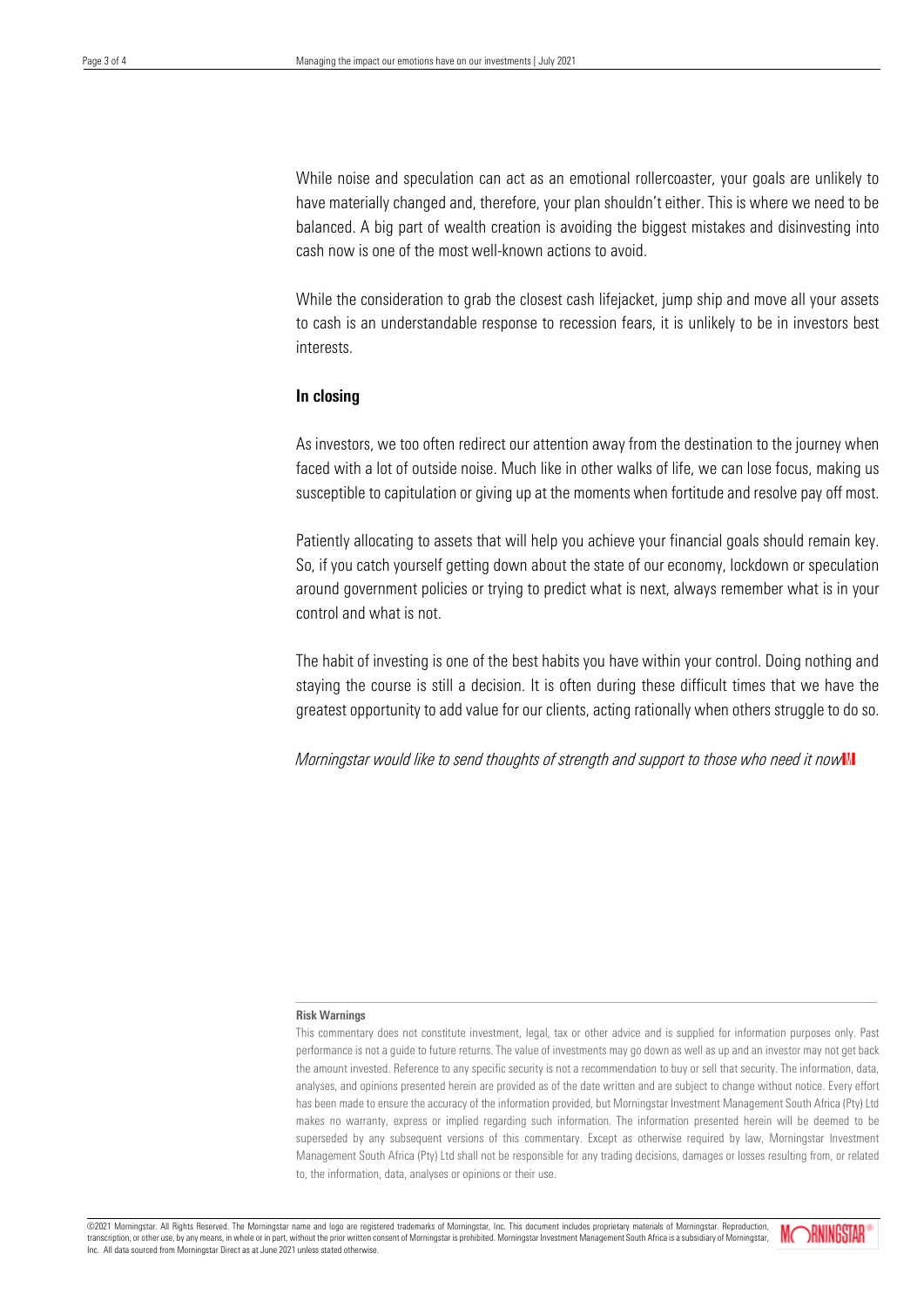While noise and speculation can act as an emotional rollercoaster, your goals are unlikely to have materially changed and, therefore, your plan shouldn't either. This is where we need to be balanced. A big part of wealth creation is avoiding the biggest mistakes and disinvesting into cash now is one of the most well-known actions to avoid.

While the consideration to grab the closest cash lifejacket, jump ship and move all your assets to cash is an understandable response to recession fears, it is unlikely to be in investors best interests.

**In closing**

As investors, we too often redirect our attention away from the destination to the journey when faced with a lot of outside noise. Much like in other walks of life, we can lose focus, making us susceptible to capitulation or giving up at the moments when fortitude and resolve pay off most.

Patiently allocating to assets that will help you achieve your financial goals should remain key. So, if you catch yourself getting down about the state of our economy, lockdown or speculation around government policies or trying to predict what is next, always remember what is in your control and what is not.

The habit of investing is one of the best habits you have within your control. Doing nothing and staying the course is still a decision. It is often during these difficult times that we have the greatest opportunity to add value for our clients, acting rationally when others struggle to do so.

*Morningstar would like to send thoughts of strength and support to those who need it now*

**Risk Warnings**

This commentary does not constitute investment, legal, tax or other advice and is supplied for information purposes only. Past performance is not a guide to future returns. The value of investments may go down as well as up and an investor may not get back the amount invested. Reference to any specific security is not a recommendation to buy or sell that security. The information, data, analyses, and opinions presented herein are provided as of the date written and are subject to change without notice. Every effort has been made to ensure the accuracy of the information provided, but Morningstar Investment Management South Africa (Pty) Ltd makes no warranty, express or implied regarding such information. The information presented herein will be deemed to be superseded by any subsequent versions of this commentary. Except as otherwise required by law, Morningstar Investment Management South Africa (Pty) Ltd shall not be responsible for any trading decisions, damages or losses resulting from, or related to, the information, data, analyses or opinions or their use.

©2021 Morningstar. All Rights Reserved. The Morningstar name and logo are registered trademarks of Morningstar, Inc. This document includes proprietary materials of Morningstar. Reproduction, transcription, or other use, by any means, in whole or in part, without the prior written consent of Morningstar is prohibited. Morningstar Investment Management South Africa is a subsidiary of Morningstar, Inc. All data sourced from Morningstar Direct as at June 2021 unless stated otherwise.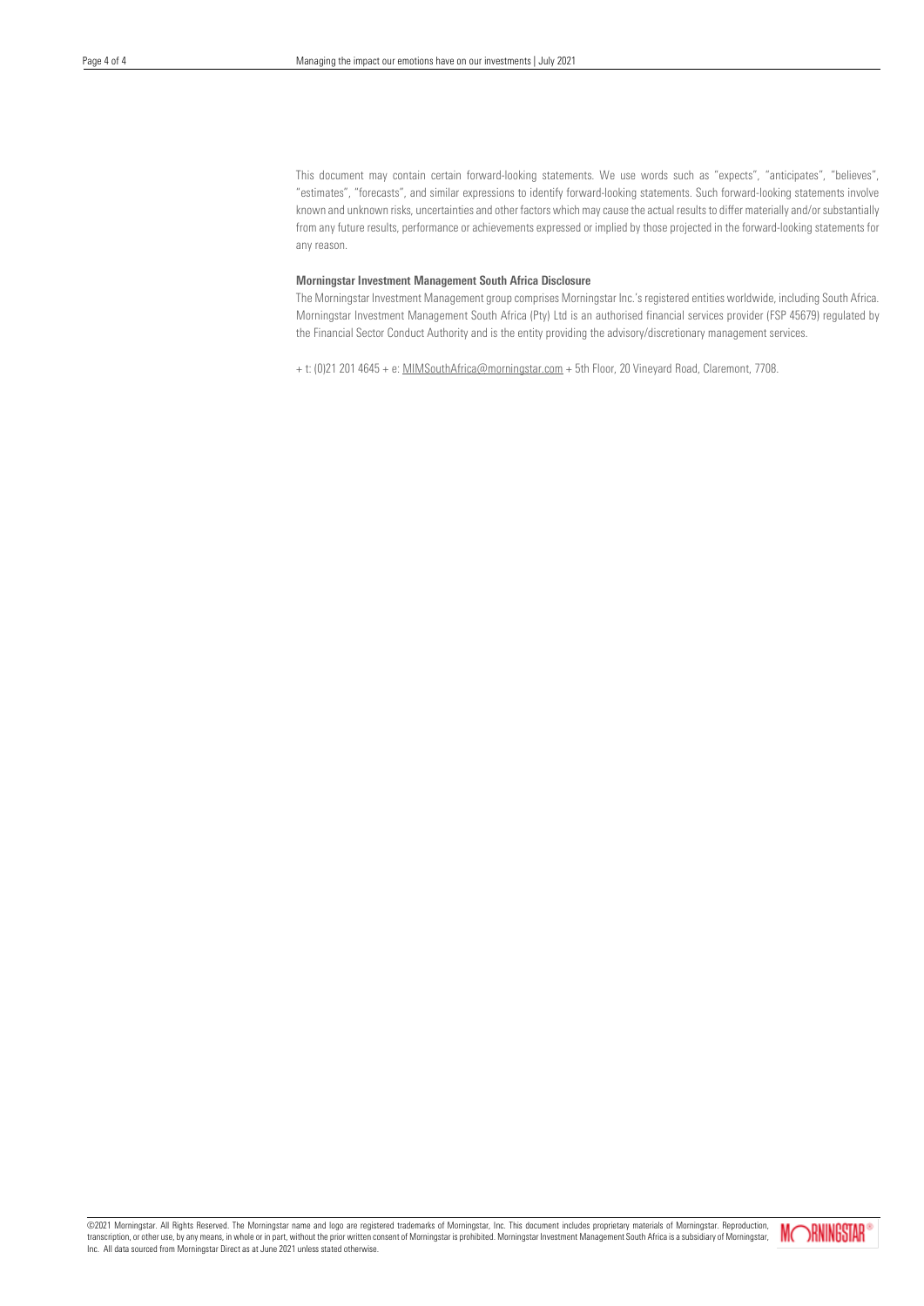This document may contain certain forward-looking statements. We use words such as "expects", "anticipates", "believes", "estimates", "forecasts", and similar expressions to identify forward-looking statements. Such forward-looking statements involve known and unknown risks, uncertainties and other factors which may cause the actual results to differ materially and/or substantially from any future results, performance or achievements expressed or implied by those projected in the forward-looking statements for any reason.

**Morningstar Investment Management South Africa Disclosure**

The Morningstar Investment Management group comprises Morningstar Inc.'s registered entities worldwide, including South Africa. Morningstar Investment Management South Africa (Pty) Ltd is an authorised financial services provider (FSP 45679) regulated by the Financial Sector Conduct Authority and is the entity providing the advisory/discretionary management services.

+ t: (0)21 201 4645 + e: MIMSouthAfrica@morningstar.com + 5th Floor, 20 Vineyard Road, Claremont, 7708.

©2021 Morningstar. All Rights Reserved. The Morningstar name and logo are registered trademarks of Morningstar, Inc. This document includes proprietary materials of Morningstar. Reproduction, transcription, or other use, by any means, in whole or in part, without the prior written consent of Morningstar is prohibited. Morningstar Investment Management South Africa is a subsidiary of Morningstar, Inc. All data sourced from Morningstar Direct as at June 2021 unless stated otherwise.